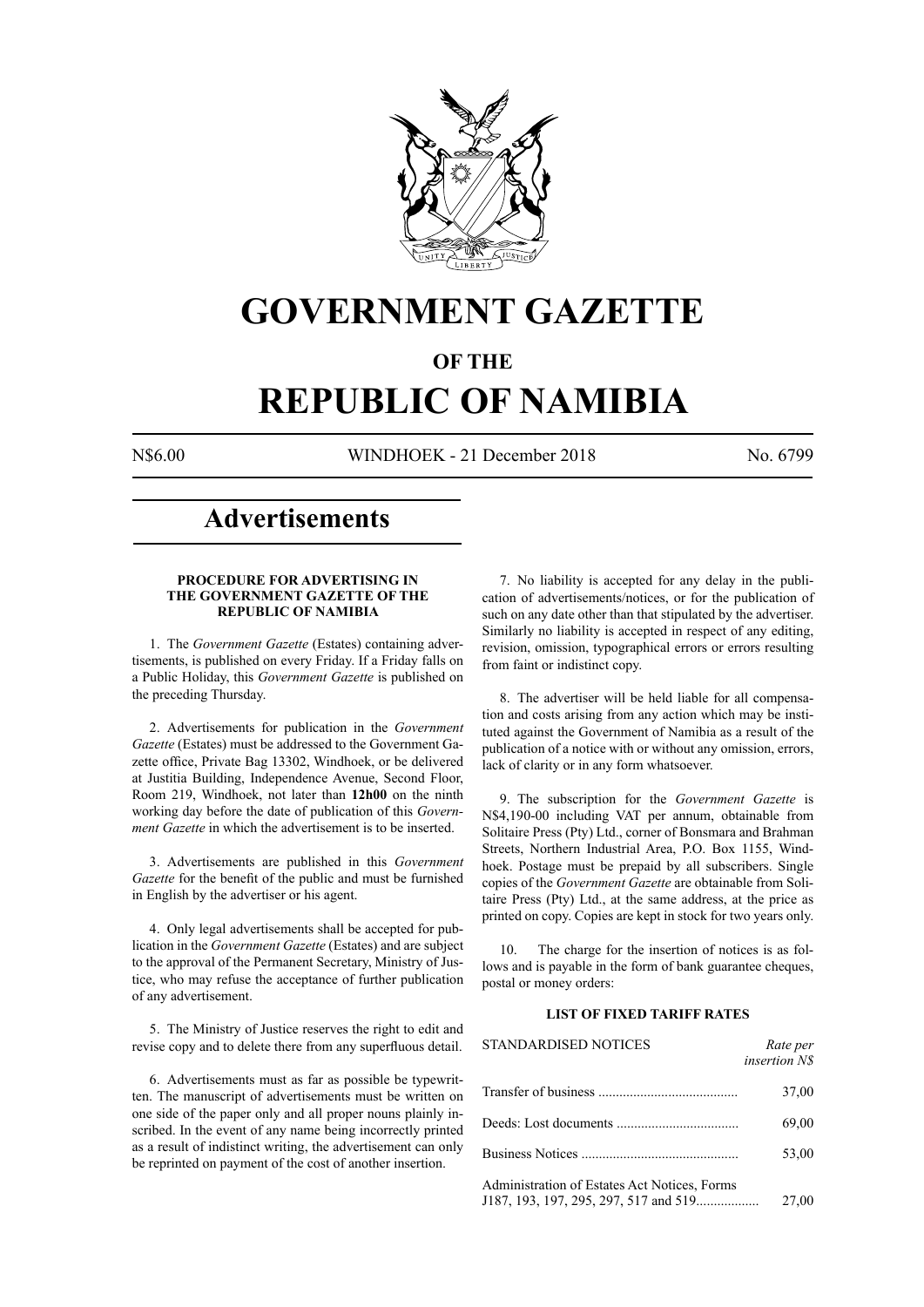# GOVERNMENT GAZETTE

## OF THE

# REPUBLIC OF NAMIBIA

N$6.00 WINDHOEK - 21 December 2018 No. 6799

## Advertisements

### PROCEDURE FOR ADVERTISING IN THE GOVERNMENT GAZETTE OF THE REPUBLIC OF NAMIBIA

1. The *Government Gazette* (Estates) containing advertisements, is published on every Friday. If a Friday falls on a Public Holiday, this *Government Gazette* is published on the preceding Thursday.

2. Advertisements for publication in the *Government Gazette* (Estates) must be addressed to the Government Gazette office, Private Bag 13302, Windhoek, or be delivered at Justitia Building, Independence Avenue, Second Floor, Room 219, Windhoek, not later than **12h00** on the ninth working day before the date of publication of this *Government Gazette* in which the advertisement is to be inserted.

3. Advertisements are published in this *Government Gazette* for the benefit of the public and must be furnished in English by the advertiser or his agent.

4. Only legal advertisements shall be accepted for publication in the *Government Gazette* (Estates) and are subject to the approval of the Permanent Secretary, Ministry of Justice, who may refuse the acceptance of further publication of any advertisement.

5. The Ministry of Justice reserves the right to edit and revise copy and to delete there from any superfluous detail.

6. Advertisements must as far as possible be typewritten. The manuscript of advertisements must be written on one side of the paper only and all proper nouns plainly inscribed. In the event of any name being incorrectly printed as a result of indistinct writing, the advertisement can only be reprinted on payment of the cost of another insertion.

7. No liability is accepted for any delay in the publication of advertisements/notices, or for the publication of such on any date other than that stipulated by the advertiser. Similarly no liability is accepted in respect of any editing, revision, omission, typographical errors or errors resulting from faint or indistinct copy.

8. The advertiser will be held liable for all compensation and costs arising from any action which may be instituted against the Government of Namibia as a result of the publication of a notice with or without any omission, errors, lack of clarity or in any form whatsoever.

9. The subscription for the *Government Gazette* is N$4,190-00 including VAT per annum, obtainable from Solitaire Press (Pty) Ltd., corner of Bonsmara and Brahman Streets, Northern Industrial Area, P.O. Box 1155, Windhoek. Postage must be prepaid by all subscribers. Single copies of the *Government Gazette* are obtainable from Solitaire Press (Pty) Ltd., at the same address, at the price as printed on copy. Copies are kept in stock for two years only.

10. The charge for the insertion of notices is as follows and is payable in the form of bank guarantee cheques, postal or money orders:

### LIST OF FIXED TARIFF RATES

| STANDARDISED NOTICES | *Rate per insertion N$* |
|---|---|
| Transfer of business | 37,00 |
| Deeds: Lost documents | 69,00 |
| Business Notices | 53,00 |
| Administration of Estates Act Notices, Forms J187, 193, 197, 295, 297, 517 and 519 | 27,00 |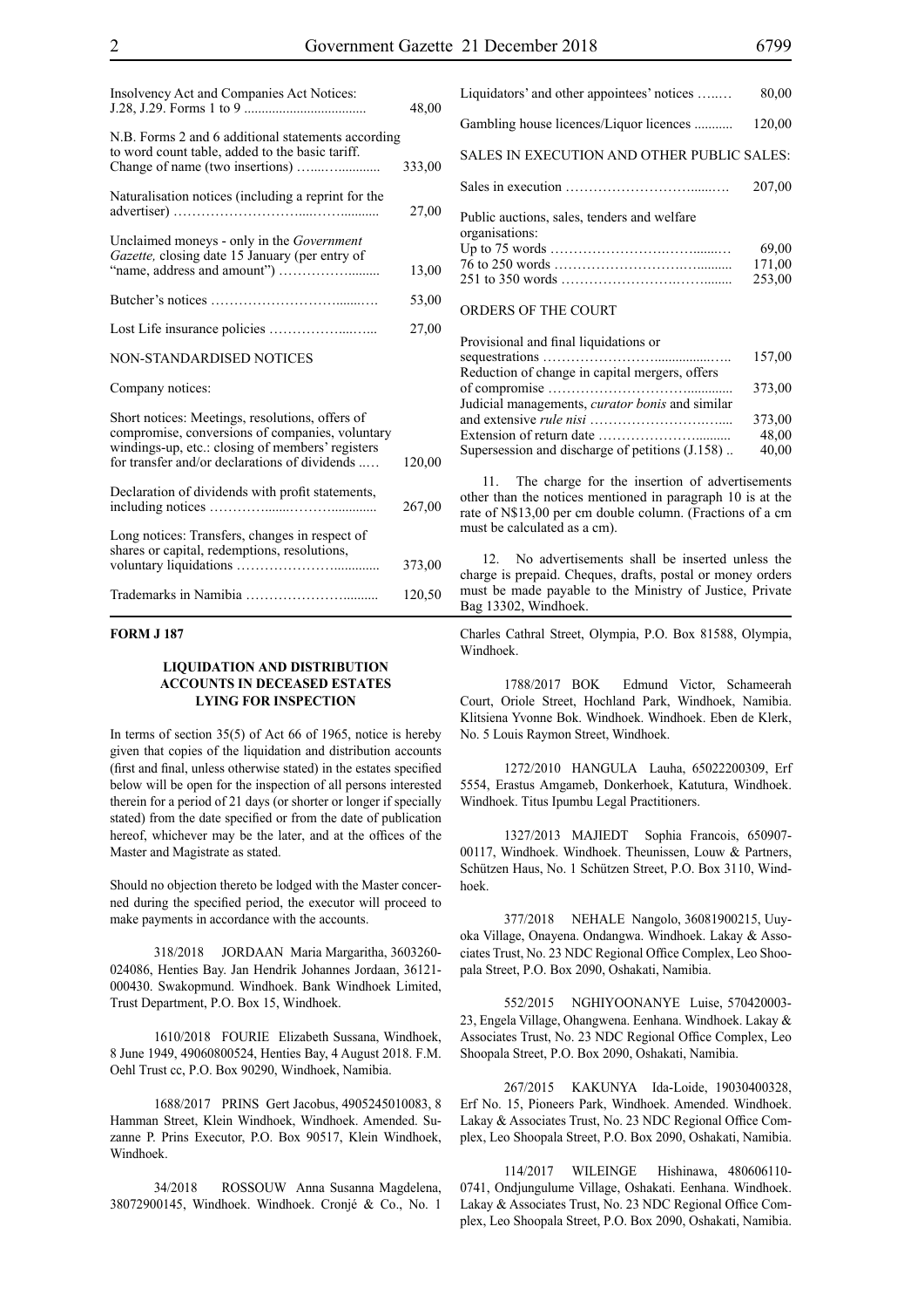| | |
|---|---|
| Insolvency Act and Companies Act Notices: J.28, J.29. Forms 1 to 9 | 48,00 |
| N.B. Forms 2 and 6 additional statements according to word count table, added to the basic tariff. Change of name (two insertions) | 333,00 |
| Naturalisation notices (including a reprint for the advertiser) | 27,00 |
| Unclaimed moneys - only in the *Government Gazette,* closing date 15 January (per entry of "name, address and amount") | 13,00 |
| Butcher's notices | 53,00 |
| Lost Life insurance policies | 27,00 |
| NON-STANDARDISED NOTICES | |
| Company notices: | |
| Short notices: Meetings, resolutions, offers of compromise, conversions of companies, voluntary windings-up, etc.: closing of members' registers for transfer and/or declarations of dividends | 120,00 |
| Declaration of dividends with profit statements, including notices | 267,00 |
| Long notices: Transfers, changes in respect of shares or capital, redemptions, resolutions, voluntary liquidations | 373,00 |
| Trademarks in Namibia | 120,50 |
| Liquidators' and other appointees' notices | 80,00 |
| Gambling house licences/Liquor licences | 120,00 |
| SALES IN EXECUTION AND OTHER PUBLIC SALES: | |
| Sales in execution | 207,00 |
| Public auctions, sales, tenders and welfare organisations: | |
| Up to 75 words | 69,00 |
| 76 to 250 words | 171,00 |
| 251 to 350 words | 253,00 |
| ORDERS OF THE COURT | |
| Provisional and final liquidations or sequestrations | 157,00 |
| Reduction of change in capital mergers, offers of compromise | 373,00 |
| Judicial managements, *curator bonis* and similar and extensive *rule nisi* | 373,00 |
| Extension of return date | 48,00 |
| Supersession and discharge of petitions (J.158) | 40,00 |

11. The charge for the insertion of advertisements other than the notices mentioned in paragraph 10 is at the rate of N$13,00 per cm double column. (Fractions of a cm must be calculated as a cm).

12. No advertisements shall be inserted unless the charge is prepaid. Cheques, drafts, postal or money orders must be made payable to the Ministry of Justice, Private Bag 13302, Windhoek.

**FORM J 187**

## LIQUIDATION AND DISTRIBUTION ACCOUNTS IN DECEASED ESTATES LYING FOR INSPECTION

In terms of section 35(5) of Act 66 of 1965, notice is hereby given that copies of the liquidation and distribution accounts (first and final, unless otherwise stated) in the estates specified below will be open for the inspection of all persons interested therein for a period of 21 days (or shorter or longer if specially stated) from the date specified or from the date of publication hereof, whichever may be the later, and at the offices of the Master and Magistrate as stated.

Should no objection thereto be lodged with the Master concerned during the specified period, the executor will proceed to make payments in accordance with the accounts.

318/2018 JORDAAN Maria Margaritha, 3603260-024086, Henties Bay. Jan Hendrik Johannes Jordaan, 36121-000430. Swakopmund. Windhoek. Bank Windhoek Limited, Trust Department, P.O. Box 15, Windhoek.

1610/2018 FOURIE Elizabeth Sussana, Windhoek, 8 June 1949, 49060800524, Henties Bay, 4 August 2018. F.M. Oehl Trust cc, P.O. Box 90290, Windhoek, Namibia.

1688/2017 PRINS Gert Jacobus, 4905245010083, 8 Hamman Street, Klein Windhoek, Windhoek. Amended. Suzanne P. Prins Executor, P.O. Box 90517, Klein Windhoek, Windhoek.

34/2018 ROSSOUW Anna Susanna Magdelena, 38072900145, Windhoek. Windhoek. Cronjé & Co., No. 1 Charles Cathral Street, Olympia, P.O. Box 81588, Olympia, Windhoek.

1788/2017 BOK Edmund Victor, Schameerah Court, Oriole Street, Hochland Park, Windhoek, Namibia. Klitsiena Yvonne Bok. Windhoek. Windhoek. Eben de Klerk, No. 5 Louis Raymon Street, Windhoek.

1272/2010 HANGULA Lauha, 65022200309, Erf 5554, Erastus Amgameb, Donkerhoek, Katutura, Windhoek. Windhoek. Titus Ipumbu Legal Practitioners.

1327/2013 MAJIEDT Sophia Francois, 650907-00117, Windhoek. Windhoek. Theunissen, Louw & Partners, Schützen Haus, No. 1 Schützen Street, P.O. Box 3110, Windhoek.

377/2018 NEHALE Nangolo, 36081900215, Uuyoka Village, Onayena. Ondangwa. Windhoek. Lakay & Associates Trust, No. 23 NDC Regional Office Complex, Leo Shoopala Street, P.O. Box 2090, Oshakati, Namibia.

552/2015 NGHIYOONANYE Luise, 570420003-23, Engela Village, Ohangwena. Eenhana. Windhoek. Lakay & Associates Trust, No. 23 NDC Regional Office Complex, Leo Shoopala Street, P.O. Box 2090, Oshakati, Namibia.

267/2015 KAKUNYA Ida-Loide, 19030400328, Erf No. 15, Pioneers Park, Windhoek. Amended. Windhoek. Lakay & Associates Trust, No. 23 NDC Regional Office Complex, Leo Shoopala Street, P.O. Box 2090, Oshakati, Namibia.

114/2017 WILEINGE Hishinawa, 480606110-0741, Ondjungulume Village, Oshakati. Eenhana. Windhoek. Lakay & Associates Trust, No. 23 NDC Regional Office Complex, Leo Shoopala Street, P.O. Box 2090, Oshakati, Namibia.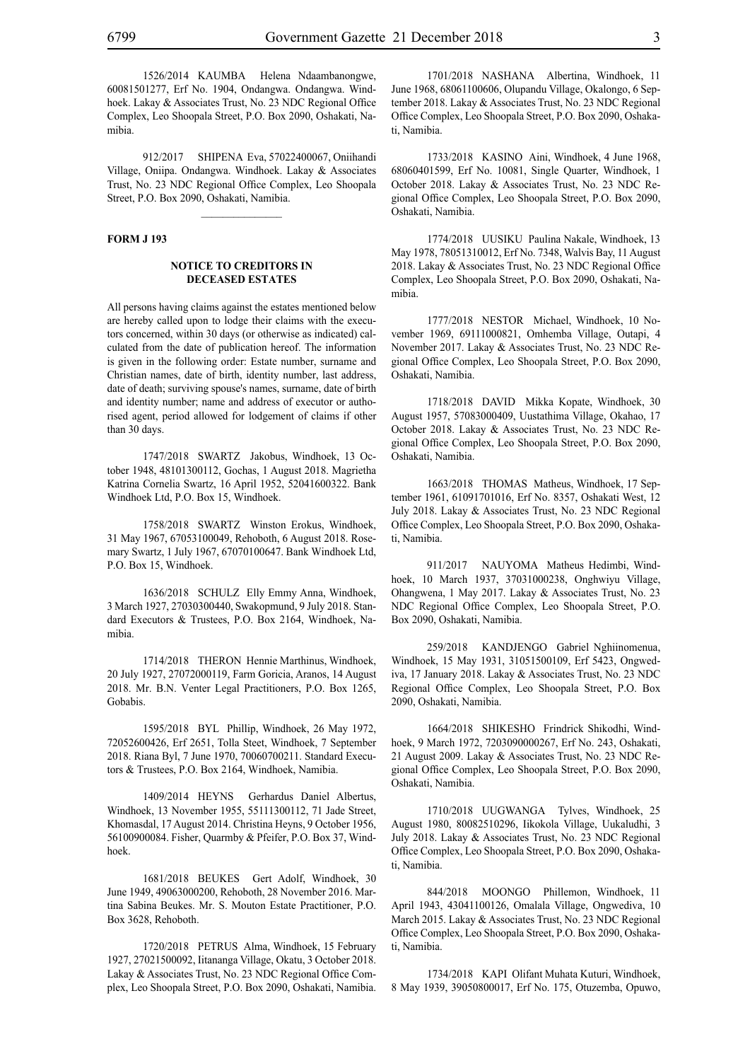1526/2014 KAUMBA Helena Ndaambanongwe, 60081501277, Erf No. 1904, Ondangwa. Ondangwa. Windhoek. Lakay & Associates Trust, No. 23 NDC Regional Office Complex, Leo Shoopala Street, P.O. Box 2090, Oshakati, Namibia.

912/2017 SHIPENA Eva, 57022400067, Oniihandi Village, Oniipa. Ondangwa. Windhoek. Lakay & Associates Trust, No. 23 NDC Regional Office Complex, Leo Shoopala Street, P.O. Box 2090, Oshakati, Namibia.

---

**FORM J 193**

### NOTICE TO CREDITORS IN DECEASED ESTATES

All persons having claims against the estates mentioned below are hereby called upon to lodge their claims with the executors concerned, within 30 days (or otherwise as indicated) calculated from the date of publication hereof. The information is given in the following order: Estate number, surname and Christian names, date of birth, identity number, last address, date of death; surviving spouse's names, surname, date of birth and identity number; name and address of executor or authorised agent, period allowed for lodgement of claims if other than 30 days.

1747/2018 SWARTZ Jakobus, Windhoek, 13 October 1948, 48101300112, Gochas, 1 August 2018. Magrietha Katrina Cornelia Swartz, 16 April 1952, 52041600322. Bank Windhoek Ltd, P.O. Box 15, Windhoek.

1758/2018 SWARTZ Winston Erokus, Windhoek, 31 May 1967, 67053100049, Rehoboth, 6 August 2018. Rosemary Swartz, 1 July 1967, 67070100647. Bank Windhoek Ltd, P.O. Box 15, Windhoek.

1636/2018 SCHULZ Elly Emmy Anna, Windhoek, 3 March 1927, 27030300440, Swakopmund, 9 July 2018. Standard Executors & Trustees, P.O. Box 2164, Windhoek, Namibia.

1714/2018 THERON Hennie Marthinus, Windhoek, 20 July 1927, 27072000119, Farm Goricia, Aranos, 14 August 2018. Mr. B.N. Venter Legal Practitioners, P.O. Box 1265, Gobabis.

1595/2018 BYL Phillip, Windhoek, 26 May 1972, 72052600426, Erf 2651, Tolla Steet, Windhoek, 7 September 2018. Riana Byl, 7 June 1970, 70060700211. Standard Executors & Trustees, P.O. Box 2164, Windhoek, Namibia.

1409/2014 HEYNS Gerhardus Daniel Albertus, Windhoek, 13 November 1955, 55111300112, 71 Jade Street, Khomasdal, 17 August 2014. Christina Heyns, 9 October 1956, 56100900084. Fisher, Quarmby & Pfeifer, P.O. Box 37, Windhoek.

1681/2018 BEUKES Gert Adolf, Windhoek, 30 June 1949, 49063000200, Rehoboth, 28 November 2016. Martina Sabina Beukes. Mr. S. Mouton Estate Practitioner, P.O. Box 3628, Rehoboth.

1720/2018 PETRUS Alma, Windhoek, 15 February 1927, 27021500092, Iitananga Village, Okatu, 3 October 2018. Lakay & Associates Trust, No. 23 NDC Regional Office Complex, Leo Shoopala Street, P.O. Box 2090, Oshakati, Namibia.

1701/2018 NASHANA Albertina, Windhoek, 11 June 1968, 68061100606, Olupandu Village, Okalongo, 6 September 2018. Lakay & Associates Trust, No. 23 NDC Regional Office Complex, Leo Shoopala Street, P.O. Box 2090, Oshakati, Namibia.

1733/2018 KASINO Aini, Windhoek, 4 June 1968, 68060401599, Erf No. 10081, Single Quarter, Windhoek, 1 October 2018. Lakay & Associates Trust, No. 23 NDC Regional Office Complex, Leo Shoopala Street, P.O. Box 2090, Oshakati, Namibia.

1774/2018 UUSIKU Paulina Nakale, Windhoek, 13 May 1978, 78051310012, Erf No. 7348, Walvis Bay, 11 August 2018. Lakay & Associates Trust, No. 23 NDC Regional Office Complex, Leo Shoopala Street, P.O. Box 2090, Oshakati, Namibia.

1777/2018 NESTOR Michael, Windhoek, 10 November 1969, 69111000821, Omhemba Village, Outapi, 4 November 2017. Lakay & Associates Trust, No. 23 NDC Regional Office Complex, Leo Shoopala Street, P.O. Box 2090, Oshakati, Namibia.

1718/2018 DAVID Mikka Kopate, Windhoek, 30 August 1957, 57083000409, Uustathima Village, Okahao, 17 October 2018. Lakay & Associates Trust, No. 23 NDC Regional Office Complex, Leo Shoopala Street, P.O. Box 2090, Oshakati, Namibia.

1663/2018 THOMAS Matheus, Windhoek, 17 September 1961, 61091701016, Erf No. 8357, Oshakati West, 12 July 2018. Lakay & Associates Trust, No. 23 NDC Regional Office Complex, Leo Shoopala Street, P.O. Box 2090, Oshakati, Namibia.

911/2017 NAUYOMA Matheus Hedimbi, Windhoek, 10 March 1937, 37031000238, Onghwiyu Village, Ohangwena, 1 May 2017. Lakay & Associates Trust, No. 23 NDC Regional Office Complex, Leo Shoopala Street, P.O. Box 2090, Oshakati, Namibia.

259/2018 KANDJENGO Gabriel Nghiinomenua, Windhoek, 15 May 1931, 31051500109, Erf 5423, Ongwediva, 17 January 2018. Lakay & Associates Trust, No. 23 NDC Regional Office Complex, Leo Shoopala Street, P.O. Box 2090, Oshakati, Namibia.

1664/2018 SHIKESHO Frindrick Shikodhi, Windhoek, 9 March 1972, 7203090000267, Erf No. 243, Oshakati, 21 August 2009. Lakay & Associates Trust, No. 23 NDC Regional Office Complex, Leo Shoopala Street, P.O. Box 2090, Oshakati, Namibia.

1710/2018 UUGWANGA Tylves, Windhoek, 25 August 1980, 80082510296, Iikokola Village, Uukaludhi, 3 July 2018. Lakay & Associates Trust, No. 23 NDC Regional Office Complex, Leo Shoopala Street, P.O. Box 2090, Oshakati, Namibia.

844/2018 MOONGO Phillemon, Windhoek, 11 April 1943, 43041100126, Omalala Village, Ongwediva, 10 March 2015. Lakay & Associates Trust, No. 23 NDC Regional Office Complex, Leo Shoopala Street, P.O. Box 2090, Oshakati, Namibia.

1734/2018 KAPI Olifant Muhata Kuturi, Windhoek, 8 May 1939, 39050800017, Erf No. 175, Otuzemba, Opuwo,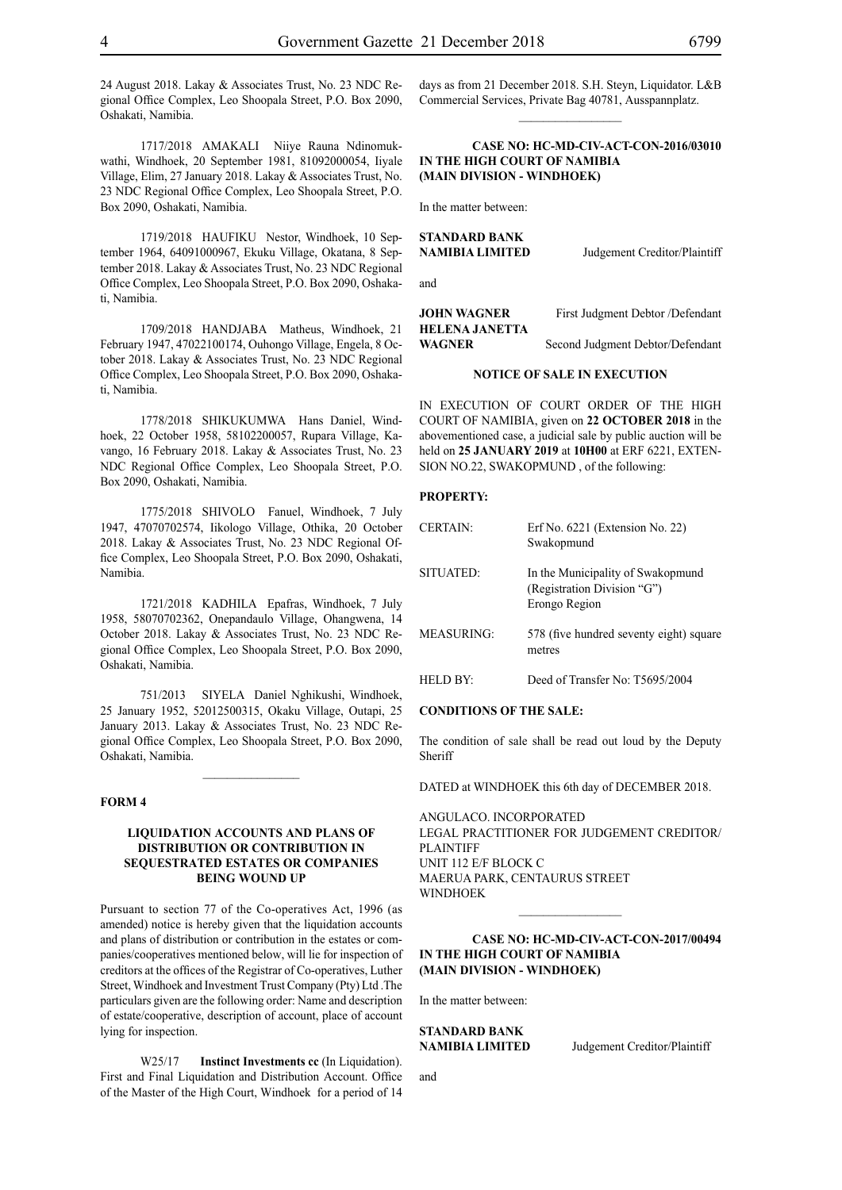24 August 2018. Lakay & Associates Trust, No. 23 NDC Regional Office Complex, Leo Shoopala Street, P.O. Box 2090, Oshakati, Namibia.

1717/2018 AMAKALI Niiye Rauna Ndinomukwathi, Windhoek, 20 September 1981, 81092000054, Iiyale Village, Elim, 27 January 2018. Lakay & Associates Trust, No. 23 NDC Regional Office Complex, Leo Shoopala Street, P.O. Box 2090, Oshakati, Namibia.

1719/2018 HAUFIKU Nestor, Windhoek, 10 September 1964, 64091000967, Ekuku Village, Okatana, 8 September 2018. Lakay & Associates Trust, No. 23 NDC Regional Office Complex, Leo Shoopala Street, P.O. Box 2090, Oshakati, Namibia.

1709/2018 HANDJABA Matheus, Windhoek, 21 February 1947, 47022100174, Ouhongo Village, Engela, 8 October 2018. Lakay & Associates Trust, No. 23 NDC Regional Office Complex, Leo Shoopala Street, P.O. Box 2090, Oshakati, Namibia.

1778/2018 SHIKUKUMWA Hans Daniel, Windhoek, 22 October 1958, 58102200057, Rupara Village, Kavango, 16 February 2018. Lakay & Associates Trust, No. 23 NDC Regional Office Complex, Leo Shoopala Street, P.O. Box 2090, Oshakati, Namibia.

1775/2018 SHIVOLO Fanuel, Windhoek, 7 July 1947, 47070702574, Iikologo Village, Othika, 20 October 2018. Lakay & Associates Trust, No. 23 NDC Regional Office Complex, Leo Shoopala Street, P.O. Box 2090, Oshakati, Namibia.

1721/2018 KADHILA Epafras, Windhoek, 7 July 1958, 58070702362, Onepandaulo Village, Ohangwena, 14 October 2018. Lakay & Associates Trust, No. 23 NDC Regional Office Complex, Leo Shoopala Street, P.O. Box 2090, Oshakati, Namibia.

751/2013 SIYELA Daniel Nghikushi, Windhoek, 25 January 1952, 52012500315, Okaku Village, Outapi, 25 January 2013. Lakay & Associates Trust, No. 23 NDC Regional Office Complex, Leo Shoopala Street, P.O. Box 2090, Oshakati, Namibia.

---

**FORM 4**

### LIQUIDATION ACCOUNTS AND PLANS OF DISTRIBUTION OR CONTRIBUTION IN SEQUESTRATED ESTATES OR COMPANIES BEING WOUND UP

Pursuant to section 77 of the Co-operatives Act, 1996 (as amended) notice is hereby given that the liquidation accounts and plans of distribution or contribution in the estates or companies/cooperatives mentioned below, will lie for inspection of creditors at the offices of the Registrar of Co-operatives, Luther Street, Windhoek and Investment Trust Company (Pty) Ltd .The particulars given are the following order: Name and description of estate/cooperative, description of account, place of account lying for inspection.

W25/17 **Instinct Investments cc** (In Liquidation). First and Final Liquidation and Distribution Account. Office of the Master of the High Court, Windhoek for a period of 14 days as from 21 December 2018. S.H. Steyn, Liquidator. L&B Commercial Services, Private Bag 40781, Ausspannplatz.

---

**CASE NO: HC-MD-CIV-ACT-CON-2016/03010**
**IN THE HIGH COURT OF NAMIBIA**
**(MAIN DIVISION - WINDHOEK)**

In the matter between:

**STANDARD BANK NAMIBIA LIMITED** — Judgement Creditor/Plaintiff

and

**JOHN WAGNER** — First Judgment Debtor /Defendant
**HELENA JANETTA WAGNER** — Second Judgment Debtor/Defendant

**NOTICE OF SALE IN EXECUTION**

IN EXECUTION OF COURT ORDER OF THE HIGH COURT OF NAMIBIA, given on **22 OCTOBER 2018** in the abovementioned case, a judicial sale by public auction will be held on **25 JANUARY 2019** at **10H00** at ERF 6221, EXTENSION NO.22, SWAKOPMUND , of the following:

**PROPERTY:**

| | |
|---|---|
| CERTAIN: | Erf No. 6221 (Extension No. 22) Swakopmund |
| SITUATED: | In the Municipality of Swakopmund (Registration Division "G") Erongo Region |
| MEASURING: | 578 (five hundred seventy eight) square metres |
| HELD BY: | Deed of Transfer No: T5695/2004 |

**CONDITIONS OF THE SALE:**

The condition of sale shall be read out loud by the Deputy Sheriff

DATED at WINDHOEK this 6th day of DECEMBER 2018.

ANGULACO. INCORPORATED
LEGAL PRACTITIONER FOR JUDGEMENT CREDITOR/PLAINTIFF
UNIT 112 E/F BLOCK C
MAERUA PARK, CENTAURUS STREET
WINDHOEK

---

**CASE NO: HC-MD-CIV-ACT-CON-2017/00494**
**IN THE HIGH COURT OF NAMIBIA**
**(MAIN DIVISION - WINDHOEK)**

In the matter between:

**STANDARD BANK NAMIBIA LIMITED** — Judgement Creditor/Plaintiff

and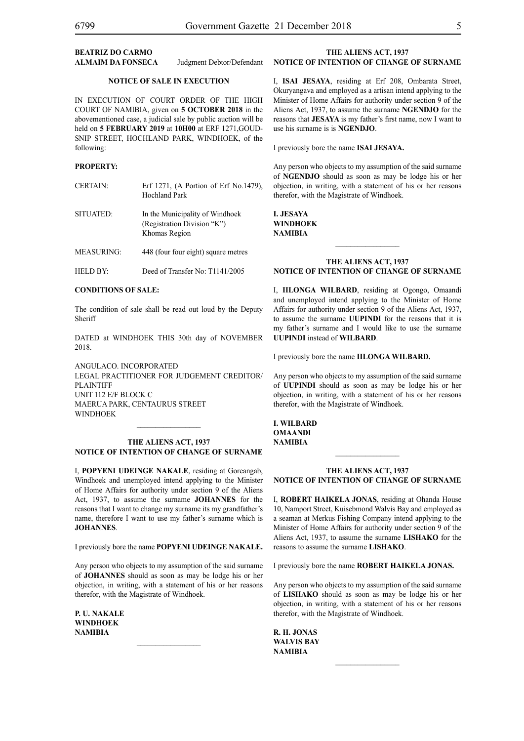**BEATRIZ DO CARMO**
**ALMAIM DA FONSECA** Judgment Debtor/Defendant

**NOTICE OF SALE IN EXECUTION**

IN EXECUTION OF COURT ORDER OF THE HIGH COURT OF NAMIBIA, given on **5 OCTOBER 2018** in the abovementioned case, a judicial sale by public auction will be held on **5 FEBRUARY 2019** at **10H00** at ERF 1271,GOUDSNIP STREET, HOCHLAND PARK, WINDHOEK, of the following:

**PROPERTY:**

| | |
|---|---|
| CERTAIN: | Erf 1271, (A Portion of Erf No.1479), Hochland Park |
| SITUATED: | In the Municipality of Windhoek (Registration Division "K") Khomas Region |
| MEASURING: | 448 (four four eight) square metres |
| HELD BY: | Deed of Transfer No: T1141/2005 |

**CONDITIONS OF SALE:**

The condition of sale shall be read out loud by the Deputy Sheriff

DATED at WINDHOEK THIS 30th day of NOVEMBER 2018.

ANGULACO. INCORPORATED
LEGAL PRACTITIONER FOR JUDGEMENT CREDITOR/PLAINTIFF
UNIT 112 E/F BLOCK C
MAERUA PARK, CENTAURUS STREET
WINDHOEK

---

**THE ALIENS ACT, 1937**
**NOTICE OF INTENTION OF CHANGE OF SURNAME**

I, **POPYENI UDEINGE NAKALE**, residing at Goreangab, Windhoek and unemployed intend applying to the Minister of Home Affairs for authority under section 9 of the Aliens Act, 1937, to assume the surname **JOHANNES** for the reasons that I want to change my surname its my grandfather's name, therefore I want to use my father's surname which is **JOHANNES**.

I previously bore the name **POPYENI UDEINGE NAKALE.**

Any person who objects to my assumption of the said surname of **JOHANNES** should as soon as may be lodge his or her objection, in writing, with a statement of his or her reasons therefor, with the Magistrate of Windhoek.

**P. U. NAKALE**
**WINDHOEK**
**NAMIBIA**

---

**THE ALIENS ACT, 1937**
**NOTICE OF INTENTION OF CHANGE OF SURNAME**

I, **ISAI JESAYA**, residing at Erf 208, Ombarata Street, Okuryangava and employed as a artisan intend applying to the Minister of Home Affairs for authority under section 9 of the Aliens Act, 1937, to assume the surname **NGENDJO** for the reasons that **JESAYA** is my father's first name, now I want to use his surname is is **NGENDJO**.

I previously bore the name **ISAI JESAYA.**

Any person who objects to my assumption of the said surname of **NGENDJO** should as soon as may be lodge his or her objection, in writing, with a statement of his or her reasons therefor, with the Magistrate of Windhoek.

**I. JESAYA**
**WINDHOEK**
**NAMIBIA**

---

**THE ALIENS ACT, 1937**
**NOTICE OF INTENTION OF CHANGE OF SURNAME**

I, **IILONGA WILBARD**, residing at Ogongo, Omaandi and unemployed intend applying to the Minister of Home Affairs for authority under section 9 of the Aliens Act, 1937, to assume the surname **UUPINDI** for the reasons that it is my father's surname and I would like to use the surname **UUPINDI** instead of **WILBARD**.

I previously bore the name **IILONGA WILBARD.**

Any person who objects to my assumption of the said surname of **UUPINDI** should as soon as may be lodge his or her objection, in writing, with a statement of his or her reasons therefor, with the Magistrate of Windhoek.

**I. WILBARD**
**OMAANDI**
**NAMIBIA**

---

**THE ALIENS ACT, 1937**
**NOTICE OF INTENTION OF CHANGE OF SURNAME**

I, **ROBERT HAIKELA JONAS**, residing at Ohanda House 10, Namport Street, Kuisebmond Walvis Bay and employed as a seaman at Merkus Fishing Company intend applying to the Minister of Home Affairs for authority under section 9 of the Aliens Act, 1937, to assume the surname **LISHAKO** for the reasons to assume the surname **LISHAKO**.

I previously bore the name **ROBERT HAIKELA JONAS.**

Any person who objects to my assumption of the said surname of **LISHAKO** should as soon as may be lodge his or her objection, in writing, with a statement of his or her reasons therefor, with the Magistrate of Windhoek.

**R. H. JONAS**
**WALVIS BAY**
**NAMIBIA**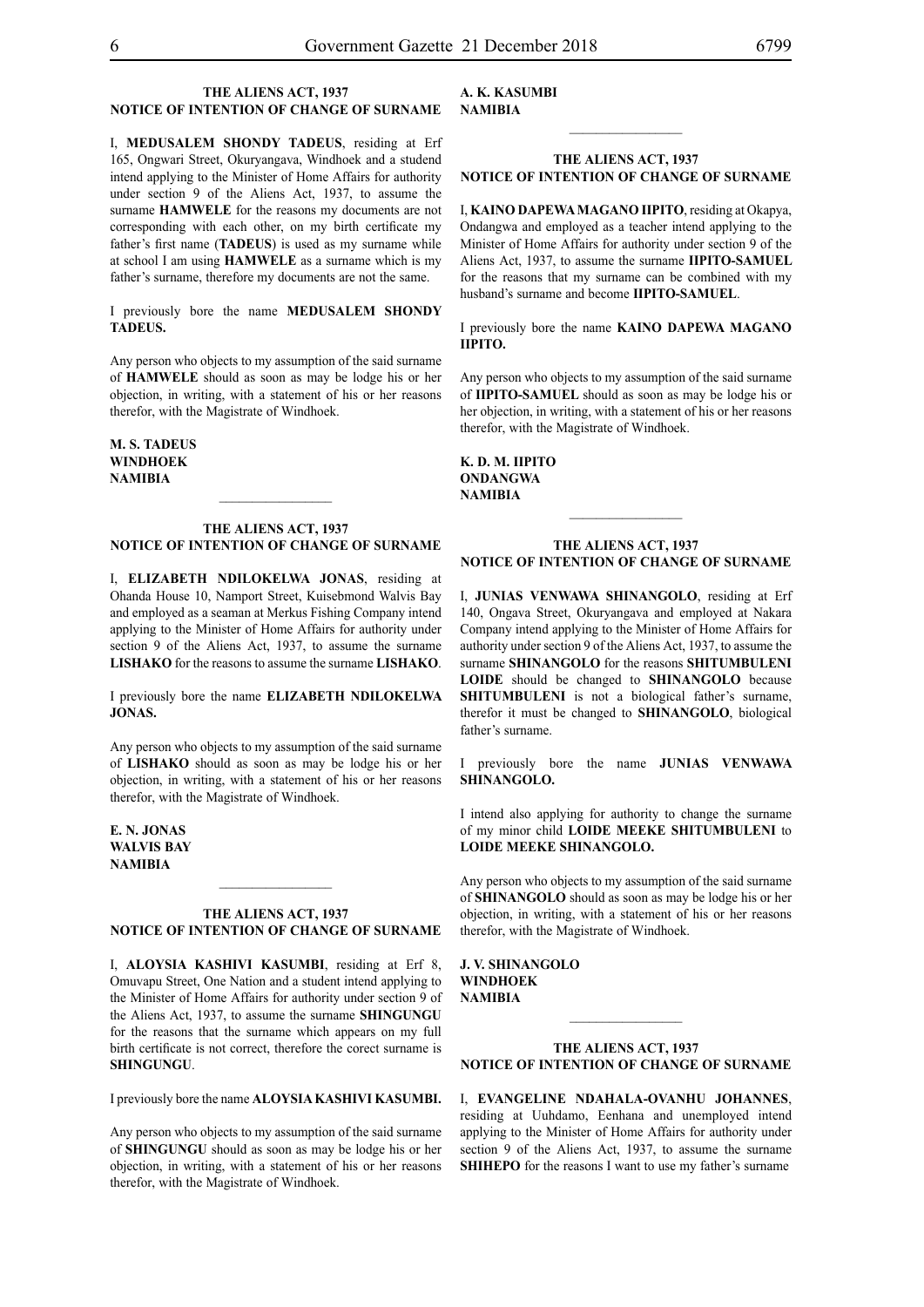### THE ALIENS ACT, 1937
### NOTICE OF INTENTION OF CHANGE OF SURNAME

I, **MEDUSALEM SHONDY TADEUS**, residing at Erf 165, Ongwari Street, Okuryangava, Windhoek and a studend intend applying to the Minister of Home Affairs for authority under section 9 of the Aliens Act, 1937, to assume the surname **HAMWELE** for the reasons my documents are not corresponding with each other, on my birth certificate my father's first name (**TADEUS**) is used as my surname while at school I am using **HAMWELE** as a surname which is my father's surname, therefore my documents are not the same.

I previously bore the name **MEDUSALEM SHONDY TADEUS.**

Any person who objects to my assumption of the said surname of **HAMWELE** should as soon as may be lodge his or her objection, in writing, with a statement of his or her reasons therefor, with the Magistrate of Windhoek.

**M. S. TADEUS**
**WINDHOEK**
**NAMIBIA**

---

### THE ALIENS ACT, 1937
### NOTICE OF INTENTION OF CHANGE OF SURNAME

I, **ELIZABETH NDILOKELWA JONAS**, residing at Ohanda House 10, Namport Street, Kuisebmond Walvis Bay and employed as a seaman at Merkus Fishing Company intend applying to the Minister of Home Affairs for authority under section 9 of the Aliens Act, 1937, to assume the surname **LISHAKO** for the reasons to assume the surname **LISHAKO**.

I previously bore the name **ELIZABETH NDILOKELWA JONAS.**

Any person who objects to my assumption of the said surname of **LISHAKO** should as soon as may be lodge his or her objection, in writing, with a statement of his or her reasons therefor, with the Magistrate of Windhoek.

**E. N. JONAS**
**WALVIS BAY**
**NAMIBIA**

---

### THE ALIENS ACT, 1937
### NOTICE OF INTENTION OF CHANGE OF SURNAME

I, **ALOYSIA KASHIVI KASUMBI**, residing at Erf 8, Omuvapu Street, One Nation and a student intend applying to the Minister of Home Affairs for authority under section 9 of the Aliens Act, 1937, to assume the surname **SHINGUNGU** for the reasons that the surname which appears on my full birth certificate is not correct, therefore the corect surname is **SHINGUNGU**.

I previously bore the name **ALOYSIA KASHIVI KASUMBI.**

Any person who objects to my assumption of the said surname of **SHINGUNGU** should as soon as may be lodge his or her objection, in writing, with a statement of his or her reasons therefor, with the Magistrate of Windhoek.

**A. K. KASUMBI**
**NAMIBIA**

---

### THE ALIENS ACT, 1937
### NOTICE OF INTENTION OF CHANGE OF SURNAME

I, **KAINO DAPEWA MAGANO IIPITO**, residing at Okapya, Ondangwa and employed as a teacher intend applying to the Minister of Home Affairs for authority under section 9 of the Aliens Act, 1937, to assume the surname **IIPITO-SAMUEL** for the reasons that my surname can be combined with my husband's surname and become **IIPITO-SAMUEL**.

I previously bore the name **KAINO DAPEWA MAGANO IIPITO.**

Any person who objects to my assumption of the said surname of **IIPITO-SAMUEL** should as soon as may be lodge his or her objection, in writing, with a statement of his or her reasons therefor, with the Magistrate of Windhoek.

**K. D. M. IIPITO**
**ONDANGWA**
**NAMIBIA**

---

### THE ALIENS ACT, 1937
### NOTICE OF INTENTION OF CHANGE OF SURNAME

I, **JUNIAS VENWAWA SHINANGOLO**, residing at Erf 140, Ongava Street, Okuryangava and employed at Nakara Company intend applying to the Minister of Home Affairs for authority under section 9 of the Aliens Act, 1937, to assume the surname **SHINANGOLO** for the reasons **SHITUMBULENI LOIDE** should be changed to **SHINANGOLO** because **SHITUMBULENI** is not a biological father's surname, therefor it must be changed to **SHINANGOLO**, biological father's surname.

I previously bore the name **JUNIAS VENWAWA SHINANGOLO.**

I intend also applying for authority to change the surname of my minor child **LOIDE MEEKE SHITUMBULENI** to **LOIDE MEEKE SHINANGOLO.**

Any person who objects to my assumption of the said surname of **SHINANGOLO** should as soon as may be lodge his or her objection, in writing, with a statement of his or her reasons therefor, with the Magistrate of Windhoek.

**J. V. SHINANGOLO**
**WINDHOEK**
**NAMIBIA**

---

### THE ALIENS ACT, 1937
### NOTICE OF INTENTION OF CHANGE OF SURNAME

I, **EVANGELINE NDAHALA-OVANHU JOHANNES**, residing at Uuhdamo, Eenhana and unemployed intend applying to the Minister of Home Affairs for authority under section 9 of the Aliens Act, 1937, to assume the surname **SHIHEPO** for the reasons I want to use my father's surname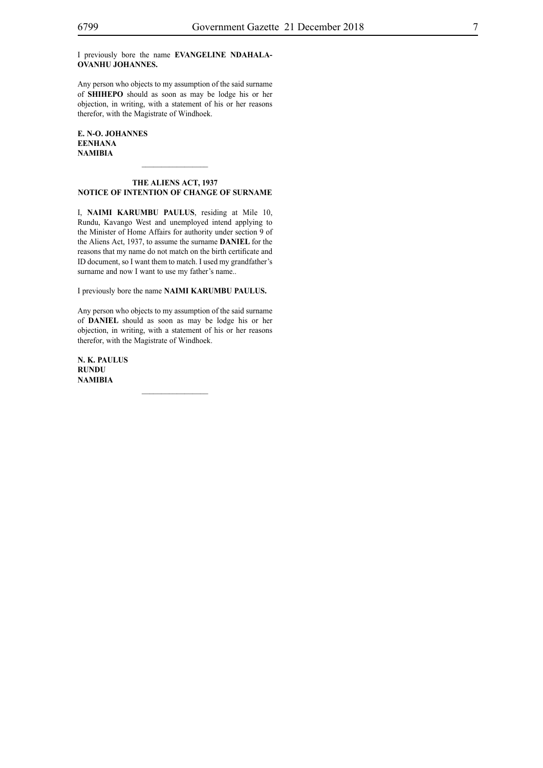I previously bore the name **EVANGELINE NDAHALA-OVANHU JOHANNES.**

Any person who objects to my assumption of the said surname of **SHIHEPO** should as soon as may be lodge his or her objection, in writing, with a statement of his or her reasons therefor, with the Magistrate of Windhoek.

**E. N-O. JOHANNES**
**EENHANA**
**NAMIBIA**

---

**THE ALIENS ACT, 1937**
**NOTICE OF INTENTION OF CHANGE OF SURNAME**

I, **NAIMI KARUMBU PAULUS**, residing at Mile 10, Rundu, Kavango West and unemployed intend applying to the Minister of Home Affairs for authority under section 9 of the Aliens Act, 1937, to assume the surname **DANIEL** for the reasons that my name do not match on the birth certificate and ID document, so I want them to match. I used my grandfather's surname and now I want to use my father's name..

I previously bore the name **NAIMI KARUMBU PAULUS.**

Any person who objects to my assumption of the said surname of **DANIEL** should as soon as may be lodge his or her objection, in writing, with a statement of his or her reasons therefor, with the Magistrate of Windhoek.

**N. K. PAULUS**
**RUNDU**
**NAMIBIA**

---